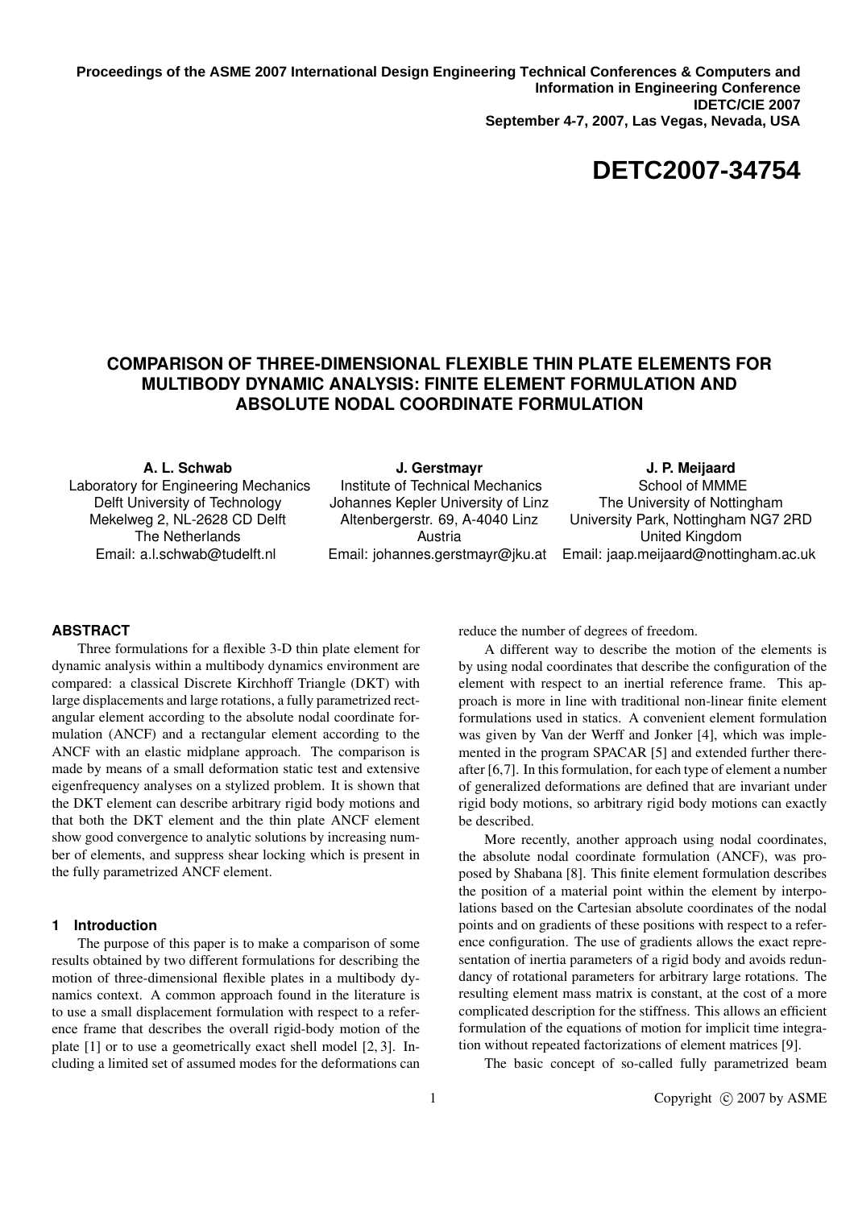Proceedings of the ASME 2007 International Design Engineering Technical Conferences & Computers and Information in Engineering Conference
IDETC/CIE 2007
September 4-7, 2007, Las Vegas, Nevada, USA

# DETC2007-34754

## COMPARISON OF THREE-DIMENSIONAL FLEXIBLE THIN PLATE ELEMENTS FOR MULTIBODY DYNAMIC ANALYSIS: FINITE ELEMENT FORMULATION AND ABSOLUTE NODAL COORDINATE FORMULATION

**A. L. Schwab**
Laboratory for Engineering Mechanics
Delft University of Technology
Mekelweg 2, NL-2628 CD Delft
The Netherlands
Email: a.l.schwab@tudelft.nl

**J. Gerstmayr**
Institute of Technical Mechanics
Johannes Kepler University of Linz
Altenbergerstr. 69, A-4040 Linz
Austria
Email: johannes.gerstmayr@jku.at

**J. P. Meijaard**
School of MMME
The University of Nottingham
University Park, Nottingham NG7 2RD
United Kingdom
Email: jaap.meijaard@nottingham.ac.uk

### ABSTRACT

Three formulations for a flexible 3-D thin plate element for dynamic analysis within a multibody dynamics environment are compared: a classical Discrete Kirchhoff Triangle (DKT) with large displacements and large rotations, a fully parametrized rectangular element according to the absolute nodal coordinate formulation (ANCF) and a rectangular element according to the ANCF with an elastic midplane approach. The comparison is made by means of a small deformation static test and extensive eigenfrequency analyses on a stylized problem. It is shown that the DKT element can describe arbitrary rigid body motions and that both the DKT element and the thin plate ANCF element show good convergence to analytic solutions by increasing number of elements, and suppress shear locking which is present in the fully parametrized ANCF element.

### 1 Introduction

The purpose of this paper is to make a comparison of some results obtained by two different formulations for describing the motion of three-dimensional flexible plates in a multibody dynamics context. A common approach found in the literature is to use a small displacement formulation with respect to a reference frame that describes the overall rigid-body motion of the plate [1] or to use a geometrically exact shell model [2, 3]. Including a limited set of assumed modes for the deformations can reduce the number of degrees of freedom.

A different way to describe the motion of the elements is by using nodal coordinates that describe the configuration of the element with respect to an inertial reference frame. This approach is more in line with traditional non-linear finite element formulations used in statics. A convenient element formulation was given by Van der Werff and Jonker [4], which was implemented in the program SPACAR [5] and extended further thereafter [6,7]. In this formulation, for each type of element a number of generalized deformations are defined that are invariant under rigid body motions, so arbitrary rigid body motions can exactly be described.

More recently, another approach using nodal coordinates, the absolute nodal coordinate formulation (ANCF), was proposed by Shabana [8]. This finite element formulation describes the position of a material point within the element by interpolations based on the Cartesian absolute coordinates of the nodal points and on gradients of these positions with respect to a reference configuration. The use of gradients allows the exact representation of inertia parameters of a rigid body and avoids redundancy of rotational parameters for arbitrary large rotations. The resulting element mass matrix is constant, at the cost of a more complicated description for the stiffness. This allows an efficient formulation of the equations of motion for implicit time integration without repeated factorizations of element matrices [9].

The basic concept of so-called fully parametrized beam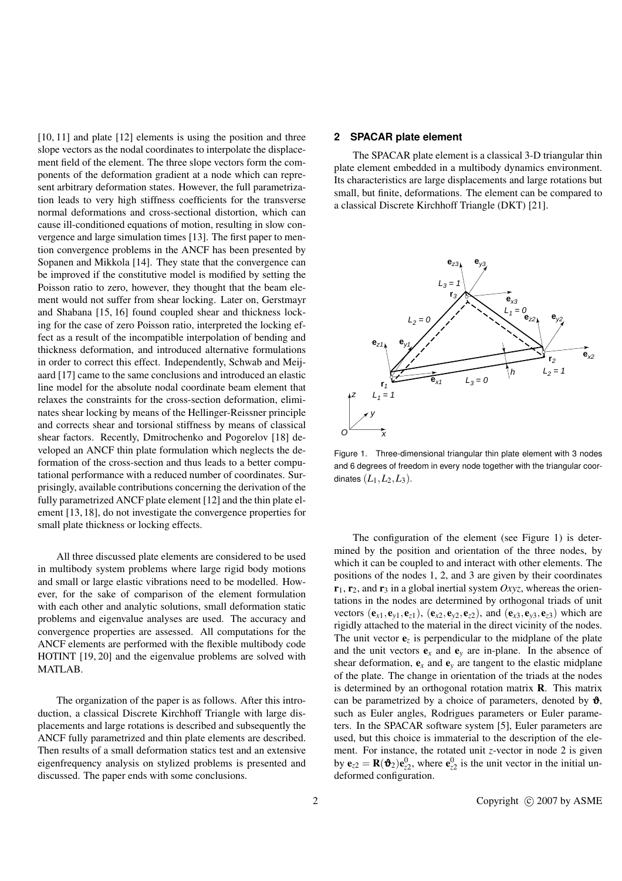[10, 11] and plate [12] elements is using the position and three slope vectors as the nodal coordinates to interpolate the displacement field of the element. The three slope vectors form the components of the deformation gradient at a node which can represent arbitrary deformation states. However, the full parametrization leads to very high stiffness coefficients for the transverse normal deformations and cross-sectional distortion, which can cause ill-conditioned equations of motion, resulting in slow convergence and large simulation times [13]. The first paper to mention convergence problems in the ANCF has been presented by Sopanen and Mikkola [14]. They state that the convergence can be improved if the constitutive model is modified by setting the Poisson ratio to zero, however, they thought that the beam element would not suffer from shear locking. Later on, Gerstmayr and Shabana [15, 16] found coupled shear and thickness locking for the case of zero Poisson ratio, interpreted the locking effect as a result of the incompatible interpolation of bending and thickness deformation, and introduced alternative formulations in order to correct this effect. Independently, Schwab and Meijaard [17] came to the same conclusions and introduced an elastic line model for the absolute nodal coordinate beam element that relaxes the constraints for the cross-section deformation, eliminates shear locking by means of the Hellinger-Reissner principle and corrects shear and torsional stiffness by means of classical shear factors. Recently, Dmitrochenko and Pogorelov [18] developed an ANCF thin plate formulation which neglects the deformation of the cross-section and thus leads to a better computational performance with a reduced number of coordinates. Surprisingly, available contributions concerning the derivation of the fully parametrized ANCF plate element [12] and the thin plate element [13, 18], do not investigate the convergence properties for small plate thickness or locking effects.

All three discussed plate elements are considered to be used in multibody system problems where large rigid body motions and small or large elastic vibrations need to be modelled. However, for the sake of comparison of the element formulation with each other and analytic solutions, small deformation static problems and eigenvalue analyses are used. The accuracy and convergence properties are assessed. All computations for the ANCF elements are performed with the flexible multibody code HOTINT [19, 20] and the eigenvalue problems are solved with MATLAB.

The organization of the paper is as follows. After this introduction, a classical Discrete Kirchhoff Triangle with large displacements and large rotations is described and subsequently the ANCF fully parametrized and thin plate elements are described. Then results of a small deformation statics test and an extensive eigenfrequency analysis on stylized problems is presented and discussed. The paper ends with some conclusions.

## 2 SPACAR plate element

The SPACAR plate element is a classical 3-D triangular thin plate element embedded in a multibody dynamics environment. Its characteristics are large displacements and large rotations but small, but finite, deformations. The element can be compared to a classical Discrete Kirchhoff Triangle (DKT) [21].

Figure 1. Three-dimensional triangular thin plate element with 3 nodes and 6 degrees of freedom in every node together with the triangular coordinates $(L_1, L_2, L_3)$.

The configuration of the element (see Figure 1) is determined by the position and orientation of the three nodes, by which it can be coupled to and interact with other elements. The positions of the nodes 1, 2, and 3 are given by their coordinates $\mathbf{r}_1$, $\mathbf{r}_2$, and $\mathbf{r}_3$ in a global inertial system $Oxyz$, whereas the orientations in the nodes are determined by orthogonal triads of unit vectors $(\mathbf{e}_{x1}, \mathbf{e}_{y1}, \mathbf{e}_{z1})$, $(\mathbf{e}_{x2}, \mathbf{e}_{y2}, \mathbf{e}_{z2})$, and $(\mathbf{e}_{x3}, \mathbf{e}_{y3}, \mathbf{e}_{z3})$ which are rigidly attached to the material in the direct vicinity of the nodes. The unit vector $\mathbf{e}_z$ is perpendicular to the midplane of the plate and the unit vectors $\mathbf{e}_x$ and $\mathbf{e}_y$ are in-plane. In the absence of shear deformation, $\mathbf{e}_x$ and $\mathbf{e}_y$ are tangent to the elastic midplane of the plate. The change in orientation of the triads at the nodes is determined by an orthogonal rotation matrix $\mathbf{R}$. This matrix can be parametrized by a choice of parameters, denoted by $\boldsymbol{\vartheta}$, such as Euler angles, Rodrigues parameters or Euler parameters. In the SPACAR software system [5], Euler parameters are used, but this choice is immaterial to the description of the element. For instance, the rotated unit $z$-vector in node 2 is given by $\mathbf{e}_{z2} = \mathbf{R}(\boldsymbol{\vartheta}_2)\mathbf{e}_{z2}^0$, where $\mathbf{e}_{z2}^0$ is the unit vector in the initial undeformed configuration.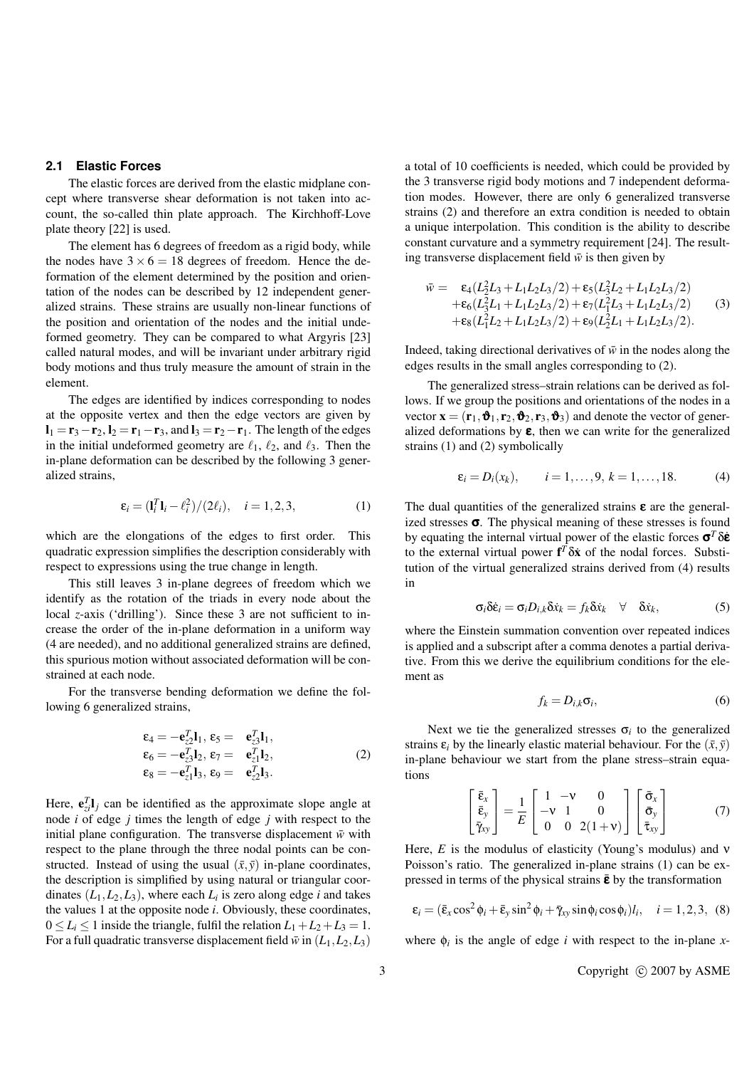### 2.1 Elastic Forces

The elastic forces are derived from the elastic midplane concept where transverse shear deformation is not taken into account, the so-called thin plate approach. The Kirchhoff-Love plate theory [22] is used.

The element has 6 degrees of freedom as a rigid body, while the nodes have $3 \times 6 = 18$ degrees of freedom. Hence the deformation of the element determined by the position and orientation of the nodes can be described by 12 independent generalized strains. These strains are usually non-linear functions of the position and orientation of the nodes and the initial undeformed geometry. They can be compared to what Argyris [23] called natural modes, and will be invariant under arbitrary rigid body motions and thus truly measure the amount of strain in the element.

The edges are identified by indices corresponding to nodes at the opposite vertex and then the edge vectors are given by $\mathbf{l}_1 = \mathbf{r}_3 - \mathbf{r}_2$, $\mathbf{l}_2 = \mathbf{r}_1 - \mathbf{r}_3$, and $\mathbf{l}_3 = \mathbf{r}_2 - \mathbf{r}_1$. The length of the edges in the initial undeformed geometry are $\ell_1$, $\ell_2$, and $\ell_3$. Then the in-plane deformation can be described by the following 3 generalized strains,

$$\varepsilon_i = (\mathbf{l}_i^T \mathbf{l}_i - \ell_i^2)/(2\ell_i), \quad i = 1,2,3, \tag{1}$$

which are the elongations of the edges to first order. This quadratic expression simplifies the description considerably with respect to expressions using the true change in length.

This still leaves 3 in-plane degrees of freedom which we identify as the rotation of the triads in every node about the local $z$-axis ('drilling'). Since these 3 are not sufficient to increase the order of the in-plane deformation in a uniform way (4 are needed), and no additional generalized strains are defined, this spurious motion without associated deformation will be constrained at each node.

For the transverse bending deformation we define the following 6 generalized strains,

$$\begin{aligned} \varepsilon_4 &= -\mathbf{e}_{z2}^T \mathbf{l}_1, \ \varepsilon_5 = \ \ \mathbf{e}_{z3}^T \mathbf{l}_1, \\ \varepsilon_6 &= -\mathbf{e}_{z3}^T \mathbf{l}_2, \ \varepsilon_7 = \ \ \mathbf{e}_{z1}^T \mathbf{l}_2, \\ \varepsilon_8 &= -\mathbf{e}_{z1}^T \mathbf{l}_3, \ \varepsilon_9 = \ \ \mathbf{e}_{z2}^T \mathbf{l}_3. \end{aligned} \tag{2}$$

Here, $\mathbf{e}_{zi}^T \mathbf{l}_j$ can be identified as the approximate slope angle at node $i$ of edge $j$ times the length of edge $j$ with respect to the initial plane configuration. The transverse displacement $\bar{w}$ with respect to the plane through the three nodal points can be constructed. Instead of using the usual $(\bar{x}, \bar{y})$ in-plane coordinates, the description is simplified by using natural or triangular coordinates $(L_1, L_2, L_3)$, where each $L_i$ is zero along edge $i$ and takes the values 1 at the opposite node $i$. Obviously, these coordinates, $0 \leq L_i \leq 1$ inside the triangle, fulfil the relation $L_1 + L_2 + L_3 = 1$. For a full quadratic transverse displacement field $\bar{w}$ in $(L_1, L_2, L_3)$ a total of 10 coefficients is needed, which could be provided by the 3 transverse rigid body motions and 7 independent deformation modes. However, there are only 6 generalized transverse strains (2) and therefore an extra condition is needed to obtain a unique interpolation. This condition is the ability to describe constant curvature and a symmetry requirement [24]. The resulting transverse displacement field $\bar{w}$ is then given by

$$\begin{aligned} \bar{w} = \ & \varepsilon_4 (L_2^2 L_3 + L_1 L_2 L_3/2) + \varepsilon_5 (L_3^2 L_2 + L_1 L_2 L_3/2) \\ & + \varepsilon_6 (L_3^2 L_1 + L_1 L_2 L_3/2) + \varepsilon_7 (L_1^2 L_3 + L_1 L_2 L_3/2) \\ & + \varepsilon_8 (L_1^2 L_2 + L_1 L_2 L_3/2) + \varepsilon_9 (L_2^2 L_1 + L_1 L_2 L_3/2). \end{aligned} \tag{3}$$

Indeed, taking directional derivatives of $\bar{w}$ in the nodes along the edges results in the small angles corresponding to (2).

The generalized stress–strain relations can be derived as follows. If we group the positions and orientations of the nodes in a vector $\mathbf{x} = (\mathbf{r}_1, \boldsymbol{\vartheta}_1, \mathbf{r}_2, \boldsymbol{\vartheta}_2, \mathbf{r}_3, \boldsymbol{\vartheta}_3)$ and denote the vector of generalized deformations by $\boldsymbol{\varepsilon}$, then we can write for the generalized strains (1) and (2) symbolically

$$\varepsilon_i = D_i(x_k), \qquad i = 1, \ldots, 9, \ k = 1, \ldots, 18. \tag{4}$$

The dual quantities of the generalized strains $\boldsymbol{\varepsilon}$ are the generalized stresses $\boldsymbol{\sigma}$. The physical meaning of these stresses is found by equating the internal virtual power of the elastic forces $\boldsymbol{\sigma}^T \delta\dot{\boldsymbol{\varepsilon}}$ to the external virtual power $\mathbf{f}^T \delta\dot{\mathbf{x}}$ of the nodal forces. Substitution of the virtual generalized strains derived from (4) results in

$$\sigma_i \delta\dot{\varepsilon}_i = \sigma_i D_{i,k} \delta\dot{x}_k = f_k \delta\dot{x}_k \quad \forall \quad \delta\dot{x}_k, \tag{5}$$

where the Einstein summation convention over repeated indices is applied and a subscript after a comma denotes a partial derivative. From this we derive the equilibrium conditions for the element as

$$f_k = D_{i,k} \sigma_i, \tag{6}$$

Next we tie the generalized stresses $\sigma_i$ to the generalized strains $\varepsilon_i$ by the linearly elastic material behaviour. For the $(\bar{x}, \bar{y})$ in-plane behaviour we start from the plane stress–strain equations

$$\begin{bmatrix} \bar{\varepsilon}_x \\ \bar{\varepsilon}_y \\ \bar{\gamma}_{xy} \end{bmatrix} = \frac{1}{E} \begin{bmatrix} 1 & -\nu & 0 \\ -\nu & 1 & 0 \\ 0 & 0 & 2(1+\nu) \end{bmatrix} \begin{bmatrix} \bar{\sigma}_x \\ \bar{\sigma}_y \\ \bar{\tau}_{xy} \end{bmatrix} \tag{7}$$

Here, $E$ is the modulus of elasticity (Young's modulus) and $\nu$ Poisson's ratio. The generalized in-plane strains (1) can be expressed in terms of the physical strains $\bar{\boldsymbol{\varepsilon}}$ by the transformation

$$\varepsilon_i = (\bar{\varepsilon}_x \cos^2\phi_i + \bar{\varepsilon}_y \sin^2\phi_i + \bar{\gamma}_{xy} \sin\phi_i \cos\phi_i) l_i, \quad i = 1,2,3, \tag{8}$$

where $\phi_i$ is the angle of edge $i$ with respect to the in-plane $x$-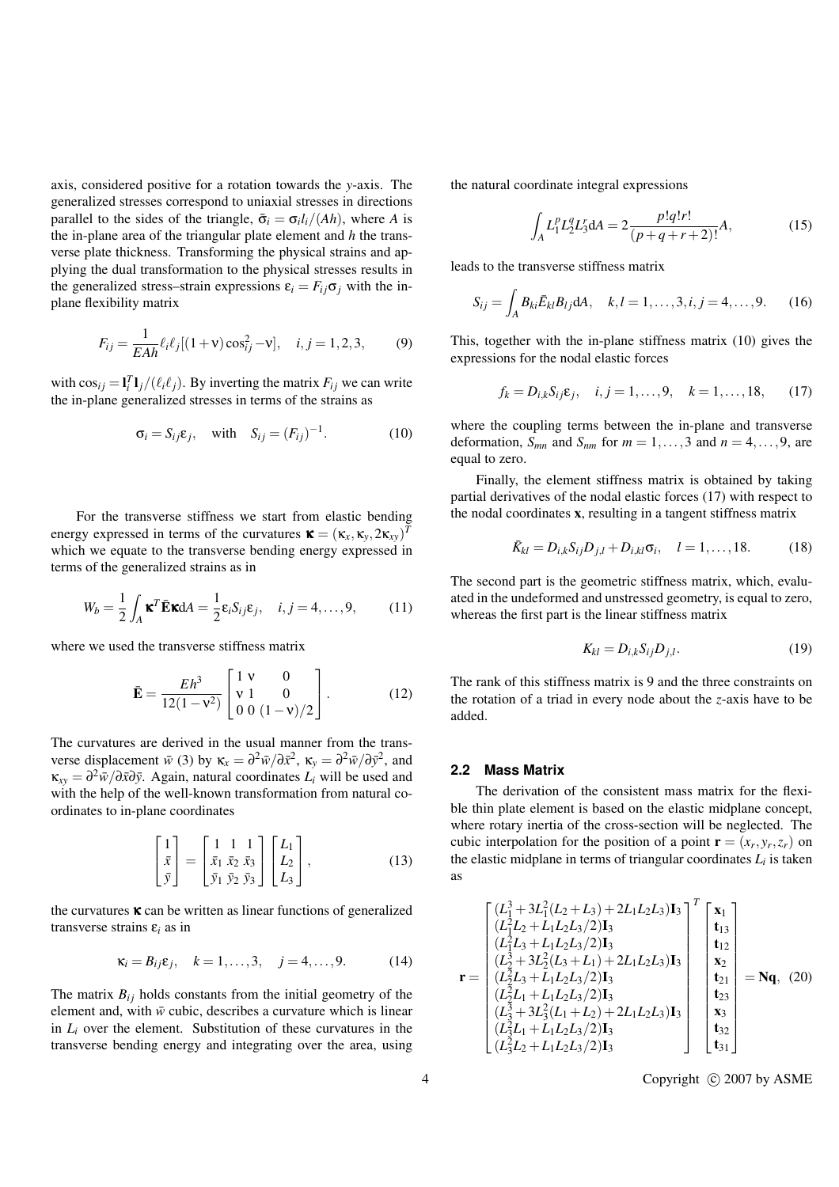axis, considered positive for a rotation towards the $y$-axis. The generalized stresses correspond to uniaxial stresses in directions parallel to the sides of the triangle, $\bar{\sigma}_i = \sigma_i l_i/(Ah)$, where $A$ is the in-plane area of the triangular plate element and $h$ the transverse plate thickness. Transforming the physical strains and applying the dual transformation to the physical stresses results in the generalized stress–strain expressions $\varepsilon_i = F_{ij}\sigma_j$ with the in-plane flexibility matrix

$$F_{ij} = \frac{1}{EAh}\ell_i \ell_j [(1+\nu)\cos_{ij}^2 - \nu], \quad i,j = 1,2,3, \tag{9}$$

with $\cos_{ij} = \mathbf{l}_i^T \mathbf{l}_j/(\ell_i \ell_j)$. By inverting the matrix $F_{ij}$ we can write the in-plane generalized stresses in terms of the strains as

$$\sigma_i = S_{ij}\varepsilon_j, \quad \text{with} \quad S_{ij} = (F_{ij})^{-1}. \tag{10}$$

For the transverse stiffness we start from elastic bending energy expressed in terms of the curvatures $\boldsymbol{\kappa} = (\kappa_x, \kappa_y, 2\kappa_{xy})^T$ which we equate to the transverse bending energy expressed in terms of the generalized strains as in

$$W_b = \frac{1}{2}\int_A \boldsymbol{\kappa}^T \bar{\mathbf{E}} \boldsymbol{\kappa} \mathrm{d}A = \frac{1}{2}\varepsilon_i S_{ij} \varepsilon_j, \quad i,j = 4,\ldots,9, \tag{11}$$

where we used the transverse stiffness matrix

$$\bar{\mathbf{E}} = \frac{Eh^3}{12(1-\nu^2)} \begin{bmatrix} 1 & \nu & 0 \\ \nu & 1 & 0 \\ 0 & 0 & (1-\nu)/2 \end{bmatrix}. \tag{12}$$

The curvatures are derived in the usual manner from the transverse displacement $\bar{w}$ (3) by $\kappa_x = \partial^2\bar{w}/\partial\bar{x}^2$, $\kappa_y = \partial^2\bar{w}/\partial\bar{y}^2$, and $\kappa_{xy} = \partial^2\bar{w}/\partial\bar{x}\partial\bar{y}$. Again, natural coordinates $L_i$ will be used and with the help of the well-known transformation from natural coordinates to in-plane coordinates

$$\begin{bmatrix} 1 \\ \bar{x} \\ \bar{y} \end{bmatrix} = \begin{bmatrix} 1 & 1 & 1 \\ \bar{x}_1 & \bar{x}_2 & \bar{x}_3 \\ \bar{y}_1 & \bar{y}_2 & \bar{y}_3 \end{bmatrix} \begin{bmatrix} L_1 \\ L_2 \\ L_3 \end{bmatrix}, \tag{13}$$

the curvatures $\boldsymbol{\kappa}$ can be written as linear functions of generalized transverse strains $\varepsilon_i$ as in

$$\kappa_i = B_{ij}\varepsilon_j, \quad k = 1,\ldots,3, \quad j = 4,\ldots,9. \tag{14}$$

The matrix $B_{ij}$ holds constants from the initial geometry of the element and, with $\bar{w}$ cubic, describes a curvature which is linear in $L_i$ over the element. Substitution of these curvatures in the transverse bending energy and integrating over the area, using the natural coordinate integral expressions

$$\int_A L_1^p L_2^q L_3^r \mathrm{d}A = 2\frac{p!q!r!}{(p+q+r+2)!}A, \tag{15}$$

leads to the transverse stiffness matrix

$$S_{ij} = \int_A B_{ki}\bar{E}_{kl}B_{lj}\mathrm{d}A, \quad k,l = 1,\ldots,3, i,j = 4,\ldots,9. \tag{16}$$

This, together with the in-plane stiffness matrix (10) gives the expressions for the nodal elastic forces

$$f_k = D_{i,k}S_{ij}\varepsilon_j, \quad i,j = 1,\ldots,9, \quad k = 1,\ldots,18, \tag{17}$$

where the coupling terms between the in-plane and transverse deformation, $S_{mn}$ and $S_{nm}$ for $m = 1,\ldots,3$ and $n = 4,\ldots,9$, are equal to zero.

Finally, the element stiffness matrix is obtained by taking partial derivatives of the nodal elastic forces (17) with respect to the nodal coordinates $\mathbf{x}$, resulting in a tangent stiffness matrix

$$\bar{K}_{kl} = D_{i,k}S_{ij}D_{j,l} + D_{i,kl}\sigma_i, \quad l = 1,\ldots,18. \tag{18}$$

The second part is the geometric stiffness matrix, which, evaluated in the undeformed and unstressed geometry, is equal to zero, whereas the first part is the linear stiffness matrix

$$K_{kl} = D_{i,k}S_{ij}D_{j,l}. \tag{19}$$

The rank of this stiffness matrix is 9 and the three constraints on the rotation of a triad in every node about the $z$-axis have to be added.

### 2.2 Mass Matrix

The derivation of the consistent mass matrix for the flexible thin plate element is based on the elastic midplane concept, where rotary inertia of the cross-section will be neglected. The cubic interpolation for the position of a point $\mathbf{r} = (x_r, y_r, z_r)$ on the elastic midplane in terms of triangular coordinates $L_i$ is taken as

$$\mathbf{r} = \begin{bmatrix} (L_1^3 + 3L_1^2(L_2+L_3) + 2L_1L_2L_3)\mathbf{I}_3 \\ (L_1^2L_2 + L_1L_2L_3/2)\mathbf{I}_3 \\ (L_1^2L_3 + L_1L_2L_3/2)\mathbf{I}_3 \\ (L_2^3 + 3L_2^2(L_3+L_1) + 2L_1L_2L_3)\mathbf{I}_3 \\ (L_2^2L_3 + L_1L_2L_3/2)\mathbf{I}_3 \\ (L_2^2L_1 + L_1L_2L_3/2)\mathbf{I}_3 \\ (L_3^3 + 3L_3^2(L_1+L_2) + 2L_1L_2L_3)\mathbf{I}_3 \\ (L_3^2L_1 + L_1L_2L_3/2)\mathbf{I}_3 \\ (L_3^2L_2 + L_1L_2L_3/2)\mathbf{I}_3 \end{bmatrix}^T \begin{bmatrix} \mathbf{x}_1 \\ \mathbf{t}_{13} \\ \mathbf{t}_{12} \\ \mathbf{x}_2 \\ \mathbf{t}_{21} \\ \mathbf{t}_{23} \\ \mathbf{x}_3 \\ \mathbf{t}_{32} \\ \mathbf{t}_{31} \end{bmatrix} = \mathbf{N}\mathbf{q}, \tag{20}$$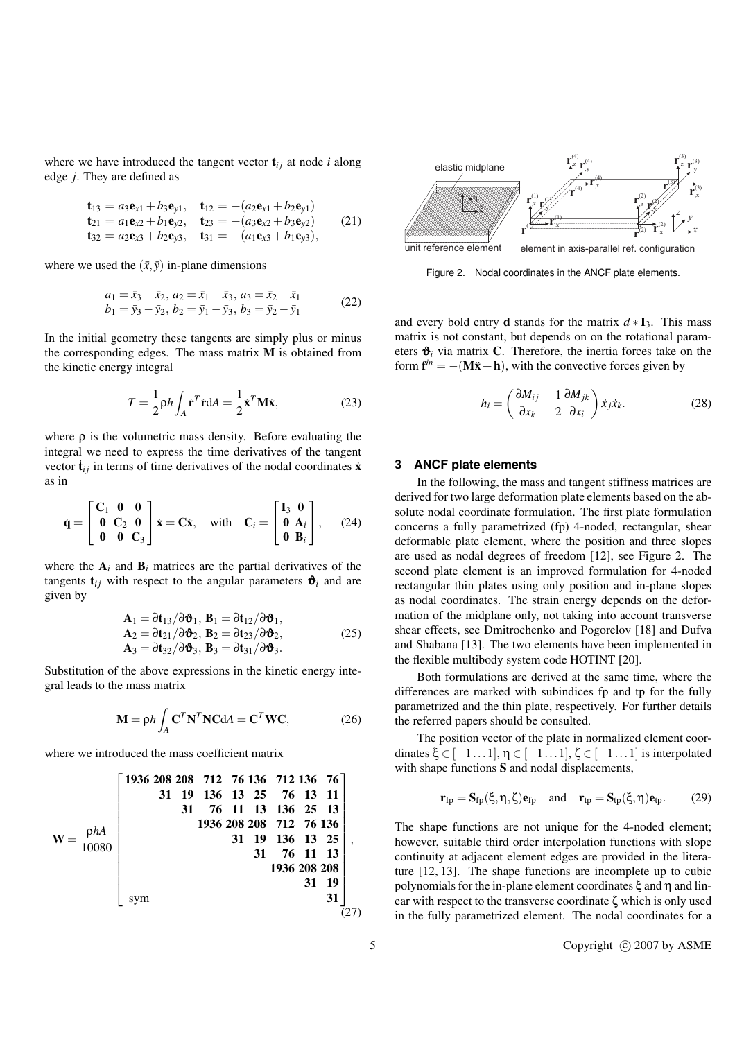where we have introduced the tangent vector $\mathbf{t}_{ij}$ at node $i$ along edge $j$. They are defined as

$$\begin{aligned}
\mathbf{t}_{13} &= a_3\mathbf{e}_{x1} + b_3\mathbf{e}_{y1}, \quad \mathbf{t}_{12} = -(a_2\mathbf{e}_{x1} + b_2\mathbf{e}_{y1}) \\
\mathbf{t}_{21} &= a_1\mathbf{e}_{x2} + b_1\mathbf{e}_{y2}, \quad \mathbf{t}_{23} = -(a_3\mathbf{e}_{x2} + b_3\mathbf{e}_{y2}) \\
\mathbf{t}_{32} &= a_2\mathbf{e}_{x3} + b_2\mathbf{e}_{y3}, \quad \mathbf{t}_{31} = -(a_1\mathbf{e}_{x3} + b_1\mathbf{e}_{y3}),
\end{aligned} \tag{21}$$

where we used the $(\bar{x}, \bar{y})$ in-plane dimensions

$$\begin{aligned}
a_1 &= \bar{x}_3 - \bar{x}_2,\ a_2 = \bar{x}_1 - \bar{x}_3,\ a_3 = \bar{x}_2 - \bar{x}_1 \\
b_1 &= \bar{y}_3 - \bar{y}_2,\ b_2 = \bar{y}_1 - \bar{y}_3,\ b_3 = \bar{y}_2 - \bar{y}_1
\end{aligned} \tag{22}$$

In the initial geometry these tangents are simply plus or minus the corresponding edges. The mass matrix $\mathbf{M}$ is obtained from the kinetic energy integral

$$T = \frac{1}{2}\rho h \int_A \dot{\mathbf{r}}^T \dot{\mathbf{r}} \mathrm{d}A = \frac{1}{2}\dot{\mathbf{x}}^T \mathbf{M} \dot{\mathbf{x}}, \tag{23}$$

where $\rho$ is the volumetric mass density. Before evaluating the integral we need to express the time derivatives of the tangent vector $\dot{\mathbf{t}}_{ij}$ in terms of time derivatives of the nodal coordinates $\dot{\mathbf{x}}$ as in

$$\dot{\mathbf{q}} = \begin{bmatrix} \mathbf{C}_1 & \mathbf{0} & \mathbf{0} \\ \mathbf{0} & \mathbf{C}_2 & \mathbf{0} \\ \mathbf{0} & \mathbf{0} & \mathbf{C}_3 \end{bmatrix} \dot{\mathbf{x}} = \mathbf{C}\dot{\mathbf{x}}, \quad \text{with} \quad \mathbf{C}_i = \begin{bmatrix} \mathbf{I}_3 & \mathbf{0} \\ \mathbf{0} & \mathbf{A}_i \\ \mathbf{0} & \mathbf{B}_i \end{bmatrix}, \tag{24}$$

where the $\mathbf{A}_i$ and $\mathbf{B}_i$ matrices are the partial derivatives of the tangents $\mathbf{t}_{ij}$ with respect to the angular parameters $\boldsymbol{\vartheta}_i$ and are given by

$$\begin{aligned}
\mathbf{A}_1 &= \partial \mathbf{t}_{13}/\partial \boldsymbol{\vartheta}_1,\ \mathbf{B}_1 = \partial \mathbf{t}_{12}/\partial \boldsymbol{\vartheta}_1, \\
\mathbf{A}_2 &= \partial \mathbf{t}_{21}/\partial \boldsymbol{\vartheta}_2,\ \mathbf{B}_2 = \partial \mathbf{t}_{23}/\partial \boldsymbol{\vartheta}_2, \\
\mathbf{A}_3 &= \partial \mathbf{t}_{32}/\partial \boldsymbol{\vartheta}_3,\ \mathbf{B}_3 = \partial \mathbf{t}_{31}/\partial \boldsymbol{\vartheta}_3.
\end{aligned} \tag{25}$$

Substitution of the above expressions in the kinetic energy integral leads to the mass matrix

$$\mathbf{M} = \rho h \int_A \mathbf{C}^T \mathbf{N}^T \mathbf{N} \mathbf{C} \mathrm{d}A = \mathbf{C}^T \mathbf{W} \mathbf{C}, \tag{26}$$

where we introduced the mass coefficient matrix

$$\mathbf{W} = \frac{\rho h A}{10080} \begin{bmatrix}
\mathbf{1936} & \mathbf{208} & \mathbf{208} & \mathbf{712} & \mathbf{76} & \mathbf{136} & \mathbf{712} & \mathbf{136} & \mathbf{76} \\
 & \mathbf{31} & \mathbf{19} & \mathbf{136} & \mathbf{13} & \mathbf{25} & \mathbf{76} & \mathbf{13} & \mathbf{11} \\
 & & \mathbf{31} & \mathbf{76} & \mathbf{11} & \mathbf{13} & \mathbf{136} & \mathbf{25} & \mathbf{13} \\
 & & & \mathbf{1936} & \mathbf{208} & \mathbf{208} & \mathbf{712} & \mathbf{76} & \mathbf{136} \\
 & & & & \mathbf{31} & \mathbf{19} & \mathbf{136} & \mathbf{13} & \mathbf{25} \\
 & & & & & \mathbf{31} & \mathbf{76} & \mathbf{11} & \mathbf{13} \\
 & & & & & & \mathbf{1936} & \mathbf{208} & \mathbf{208} \\
 & & & & & & & \mathbf{31} & \mathbf{19} \\
\text{sym} & & & & & & & & \mathbf{31}
\end{bmatrix}, \tag{27}$$

and every bold entry $\mathbf{d}$ stands for the matrix $d * \mathbf{I}_3$. This mass matrix is not constant, but depends on on the rotational parameters $\boldsymbol{\vartheta}_i$ via matrix $\mathbf{C}$. Therefore, the inertia forces take on the form $\mathbf{f}^{in} = -(\mathbf{M}\ddot{\mathbf{x}} + \mathbf{h})$, with the convective forces given by

$$h_i = \left( \frac{\partial M_{ij}}{\partial x_k} - \frac{1}{2}\frac{\partial M_{jk}}{\partial x_i} \right) \dot{x}_j \dot{x}_k. \tag{28}$$

Figure 2. Nodal coordinates in the ANCF plate elements.

## 3 ANCF plate elements

In the following, the mass and tangent stiffness matrices are derived for two large deformation plate elements based on the absolute nodal coordinate formulation. The first plate formulation concerns a fully parametrized (fp) 4-noded, rectangular, shear deformable plate element, where the position and three slopes are used as nodal degrees of freedom [12], see Figure 2. The second plate element is an improved formulation for 4-noded rectangular thin plates using only position and in-plane slopes as nodal coordinates. The strain energy depends on the deformation of the midplane only, not taking into account transverse shear effects, see Dmitrochenko and Pogorelov [18] and Dufva and Shabana [13]. The two elements have been implemented in the flexible multibody system code HOTINT [20].

Both formulations are derived at the same time, where the differences are marked with subindices fp and tp for the fully parametrized and the thin plate, respectively. For further details the referred papers should be consulted.

The position vector of the plate in normalized element coordinates $\xi \in [-1 \ldots 1]$, $\eta \in [-1 \ldots 1]$, $\zeta \in [-1 \ldots 1]$ is interpolated with shape functions $\mathbf{S}$ and nodal displacements,

$$\mathbf{r}_{\text{fp}} = \mathbf{S}_{\text{fp}}(\xi, \eta, \zeta)\mathbf{e}_{\text{fp}} \quad \text{and} \quad \mathbf{r}_{\text{tp}} = \mathbf{S}_{\text{tp}}(\xi, \eta)\mathbf{e}_{\text{tp}}. \tag{29}$$

The shape functions are not unique for the 4-noded element; however, suitable third order interpolation functions with slope continuity at adjacent element edges are provided in the literature [12, 13]. The shape functions are incomplete up to cubic polynomials for the in-plane element coordinates $\xi$ and $\eta$ and linear with respect to the transverse coordinate $\zeta$ which is only used in the fully parametrized element. The nodal coordinates for a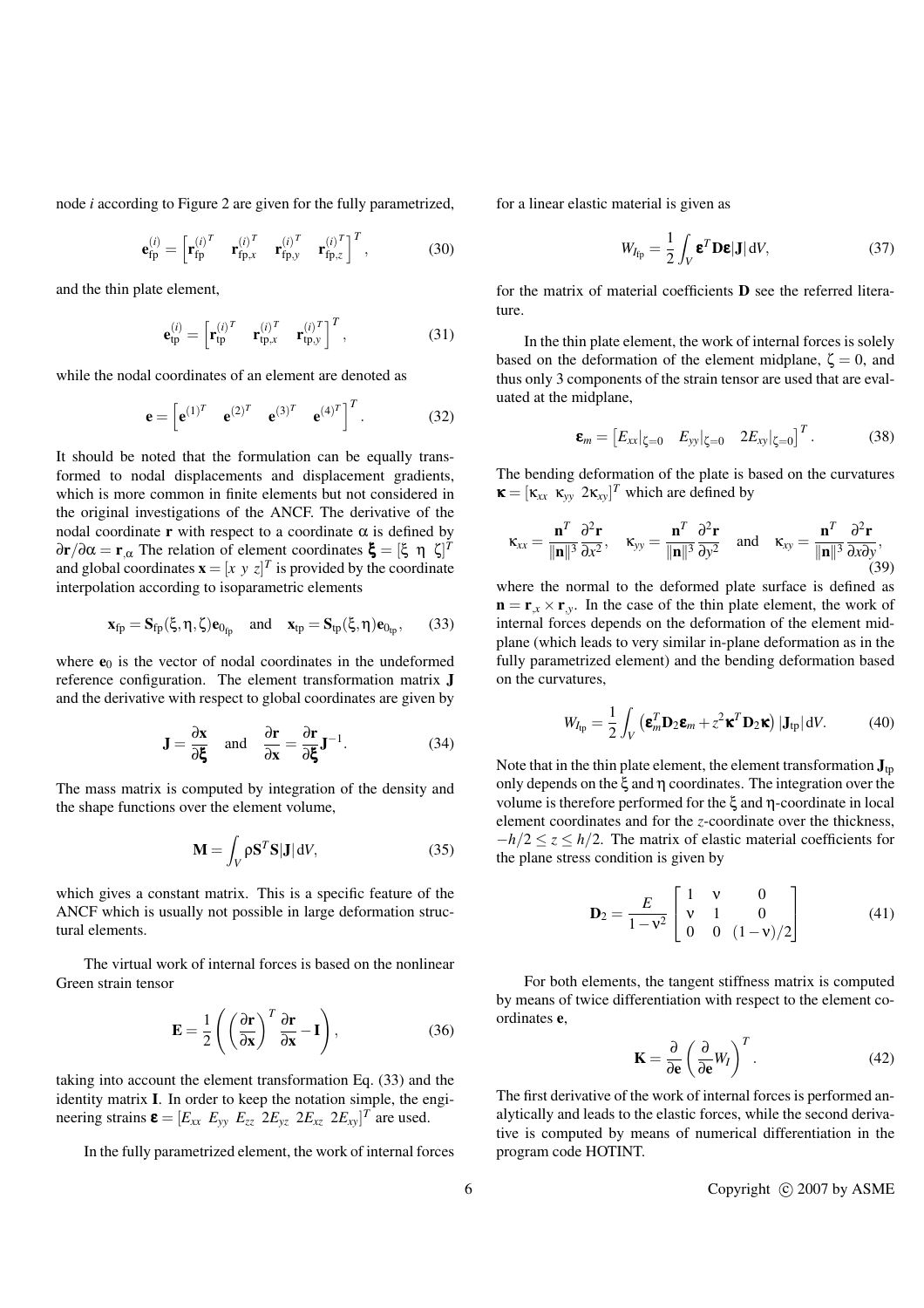node $i$ according to Figure 2 are given for the fully parametrized,

$$\mathbf{e}_{\text{fp}}^{(i)} = \left[\mathbf{r}_{\text{fp}}^{(i)T} \quad \mathbf{r}_{\text{fp},x}^{(i)T} \quad \mathbf{r}_{\text{fp},y}^{(i)T} \quad \mathbf{r}_{\text{fp},z}^{(i)T}\right]^T, \tag{30}$$

and the thin plate element,

$$\mathbf{e}_{\text{tp}}^{(i)} = \left[\mathbf{r}_{\text{tp}}^{(i)T} \quad \mathbf{r}_{\text{tp},x}^{(i)T} \quad \mathbf{r}_{\text{tp},y}^{(i)T}\right]^T, \tag{31}$$

while the nodal coordinates of an element are denoted as

$$\mathbf{e} = \left[\mathbf{e}^{(1)T} \quad \mathbf{e}^{(2)T} \quad \mathbf{e}^{(3)T} \quad \mathbf{e}^{(4)T}\right]^T. \tag{32}$$

It should be noted that the formulation can be equally transformed to nodal displacements and displacement gradients, which is more common in finite elements but not considered in the original investigations of the ANCF. The derivative of the nodal coordinate $\mathbf{r}$ with respect to a coordinate $\alpha$ is defined by $\partial\mathbf{r}/\partial\alpha = \mathbf{r}_{,\alpha}$ The relation of element coordinates $\boldsymbol{\xi} = [\xi \;\; \eta \;\; \zeta]^T$ and global coordinates $\mathbf{x} = [x \;\, y \;\, z]^T$ is provided by the coordinate interpolation according to isoparametric elements

$$\mathbf{x}_{\text{fp}} = \mathbf{S}_{\text{fp}}(\xi,\eta,\zeta)\mathbf{e}_{0_{\text{fp}}} \quad \text{and} \quad \mathbf{x}_{\text{tp}} = \mathbf{S}_{\text{tp}}(\xi,\eta)\mathbf{e}_{0_{\text{tp}}}, \tag{33}$$

where $\mathbf{e}_0$ is the vector of nodal coordinates in the undeformed reference configuration. The element transformation matrix $\mathbf{J}$ and the derivative with respect to global coordinates are given by

$$\mathbf{J} = \frac{\partial\mathbf{x}}{\partial\boldsymbol{\xi}} \quad \text{and} \quad \frac{\partial\mathbf{r}}{\partial\mathbf{x}} = \frac{\partial\mathbf{r}}{\partial\boldsymbol{\xi}}\mathbf{J}^{-1}. \tag{34}$$

The mass matrix is computed by integration of the density and the shape functions over the element volume,

$$\mathbf{M} = \int_V \rho\mathbf{S}^T\mathbf{S}|\mathbf{J}|\,\mathrm{d}V, \tag{35}$$

which gives a constant matrix. This is a specific feature of the ANCF which is usually not possible in large deformation structural elements.

The virtual work of internal forces is based on the nonlinear Green strain tensor

$$\mathbf{E} = \frac{1}{2}\left(\left(\frac{\partial\mathbf{r}}{\partial\mathbf{x}}\right)^T\frac{\partial\mathbf{r}}{\partial\mathbf{x}} - \mathbf{I}\right), \tag{36}$$

taking into account the element transformation Eq. (33) and the identity matrix $\mathbf{I}$. In order to keep the notation simple, the engineering strains $\boldsymbol{\varepsilon} = [E_{xx} \;\, E_{yy} \;\, E_{zz} \;\, 2E_{yz} \;\, 2E_{xz} \;\, 2E_{xy}]^T$ are used.

In the fully parametrized element, the work of internal forces for a linear elastic material is given as

$$W_{I_{\text{fp}}} = \frac{1}{2}\int_V \boldsymbol{\varepsilon}^T\mathbf{D}\boldsymbol{\varepsilon}|\mathbf{J}|\,\mathrm{d}V, \tag{37}$$

for the matrix of material coefficients $\mathbf{D}$ see the referred literature.

In the thin plate element, the work of internal forces is solely based on the deformation of the element midplane, $\zeta = 0$, and thus only 3 components of the strain tensor are used that are evaluated at the midplane,

$$\boldsymbol{\varepsilon}_m = \left[E_{xx}|_{\zeta=0} \quad E_{yy}|_{\zeta=0} \quad 2E_{xy}|_{\zeta=0}\right]^T. \tag{38}$$

The bending deformation of the plate is based on the curvatures $\boldsymbol{\kappa} = [\kappa_{xx} \;\, \kappa_{yy} \;\, 2\kappa_{xy}]^T$ which are defined by

$$\kappa_{xx} = \frac{\mathbf{n}^T}{\|\mathbf{n}\|^3}\frac{\partial^2\mathbf{r}}{\partial x^2}, \quad \kappa_{yy} = \frac{\mathbf{n}^T}{\|\mathbf{n}\|^3}\frac{\partial^2\mathbf{r}}{\partial y^2} \quad \text{and} \quad \kappa_{xy} = \frac{\mathbf{n}^T}{\|\mathbf{n}\|^3}\frac{\partial^2\mathbf{r}}{\partial x\partial y}, \tag{39}$$

where the normal to the deformed plate surface is defined as $\mathbf{n} = \mathbf{r}_{,x} \times \mathbf{r}_{,y}$. In the case of the thin plate element, the work of internal forces depends on the deformation of the element midplane (which leads to very similar in-plane deformation as in the fully parametrized element) and the bending deformation based on the curvatures,

$$W_{I_{\text{tp}}} = \frac{1}{2}\int_V \left(\boldsymbol{\varepsilon}_m^T\mathbf{D}_2\boldsymbol{\varepsilon}_m + z^2\boldsymbol{\kappa}^T\mathbf{D}_2\boldsymbol{\kappa}\right)|\mathbf{J}_{\text{tp}}|\,\mathrm{d}V. \tag{40}$$

Note that in the thin plate element, the element transformation $\mathbf{J}_{\text{tp}}$ only depends on the $\xi$ and $\eta$ coordinates. The integration over the volume is therefore performed for the $\xi$ and $\eta$-coordinate in local element coordinates and for the $z$-coordinate over the thickness, $-h/2 \le z \le h/2$. The matrix of elastic material coefficients for the plane stress condition is given by

$$\mathbf{D}_2 = \frac{E}{1-\nu^2}\begin{bmatrix} 1 & \nu & 0 \\ \nu & 1 & 0 \\ 0 & 0 & (1-\nu)/2 \end{bmatrix} \tag{41}$$

For both elements, the tangent stiffness matrix is computed by means of twice differentiation with respect to the element coordinates $\mathbf{e}$,

$$\mathbf{K} = \frac{\partial}{\partial\mathbf{e}}\left(\frac{\partial}{\partial\mathbf{e}}W_I\right)^T. \tag{42}$$

The first derivative of the work of internal forces is performed analytically and leads to the elastic forces, while the second derivative is computed by means of numerical differentiation in the program code HOTINT.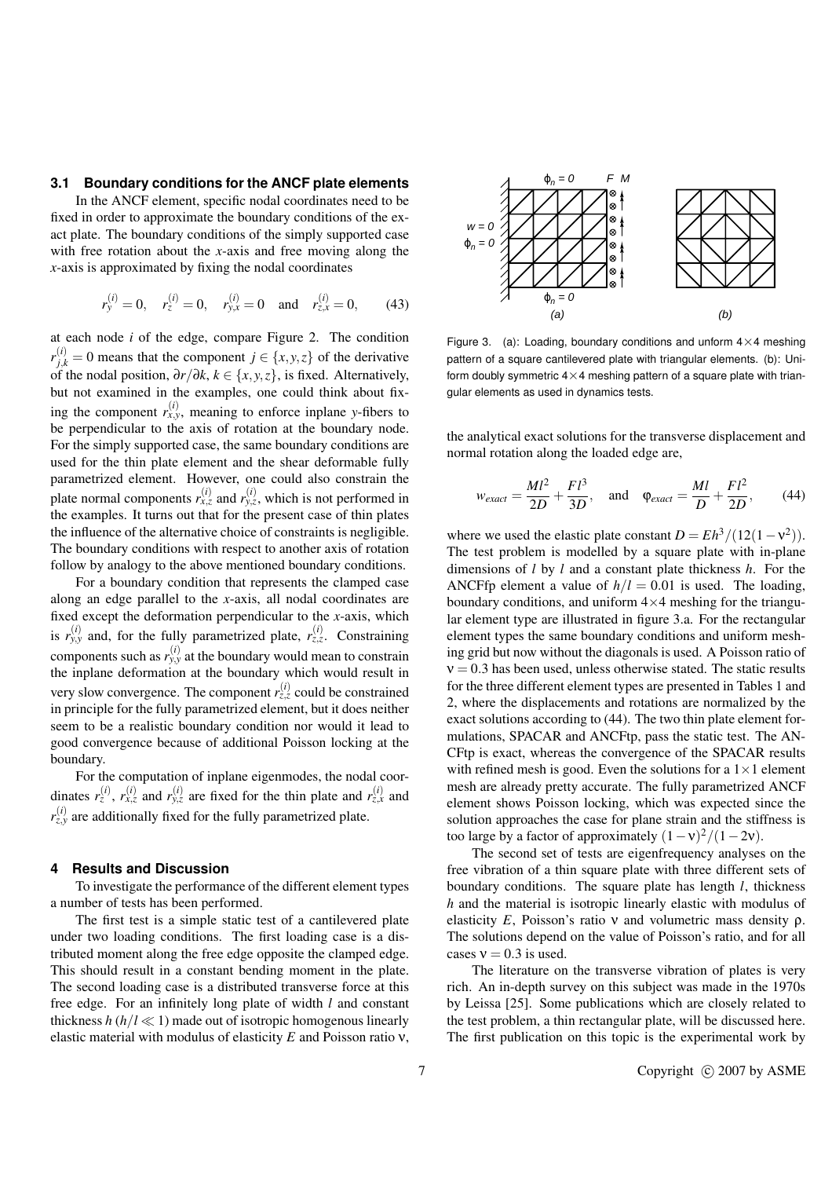### 3.1 Boundary conditions for the ANCF plate elements

In the ANCF element, specific nodal coordinates need to be fixed in order to approximate the boundary conditions of the exact plate. The boundary conditions of the simply supported case with free rotation about the $x$-axis and free moving along the $x$-axis is approximated by fixing the nodal coordinates

$$r_y^{(i)} = 0, \quad r_z^{(i)} = 0, \quad r_{y,x}^{(i)} = 0 \quad \text{and} \quad r_{z,x}^{(i)} = 0, \tag{43}$$

at each node $i$ of the edge, compare Figure 2. The condition $r_{j,k}^{(i)} = 0$ means that the component $j \in \{x,y,z\}$ of the derivative of the nodal position, $\partial r/\partial k$, $k \in \{x,y,z\}$, is fixed. Alternatively, but not examined in the examples, one could think about fixing the component $r_{x,y}^{(i)}$, meaning to enforce inplane $y$-fibers to be perpendicular to the axis of rotation at the boundary node. For the simply supported case, the same boundary conditions are used for the thin plate element and the shear deformable fully parametrized element. However, one could also constrain the plate normal components $r_{x,z}^{(i)}$ and $r_{y,z}^{(i)}$, which is not performed in the examples. It turns out that for the present case of thin plates the influence of the alternative choice of constraints is negligible. The boundary conditions with respect to another axis of rotation follow by analogy to the above mentioned boundary conditions.

For a boundary condition that represents the clamped case along an edge parallel to the $x$-axis, all nodal coordinates are fixed except the deformation perpendicular to the $x$-axis, which is $r_{y,y}^{(i)}$ and, for the fully parametrized plate, $r_{z,z}^{(i)}$. Constraining components such as $r_{y,y}^{(i)}$ at the boundary would mean to constrain the inplane deformation at the boundary which would result in very slow convergence. The component $r_{z,z}^{(i)}$ could be constrained in principle for the fully parametrized element, but it does neither seem to be a realistic boundary condition nor would it lead to good convergence because of additional Poisson locking at the boundary.

For the computation of inplane eigenmodes, the nodal coordinates $r_z^{(i)}$, $r_{x,z}^{(i)}$ and $r_{y,z}^{(i)}$ are fixed for the thin plate and $r_{z,x}^{(i)}$ and $r_{z,y}^{(i)}$ are additionally fixed for the fully parametrized plate.

## 4 Results and Discussion

To investigate the performance of the different element types a number of tests has been performed.

The first test is a simple static test of a cantilevered plate under two loading conditions. The first loading case is a distributed moment along the free edge opposite the clamped edge. This should result in a constant bending moment in the plate. The second loading case is a distributed transverse force at this free edge. For an infinitely long plate of width $l$ and constant thickness $h$ ($h/l \ll 1$) made out of isotropic homogenous linearly elastic material with modulus of elasticity $E$ and Poisson ratio $\nu$, the analytical exact solutions for the transverse displacement and normal rotation along the loaded edge are,

$$w_{exact} = \frac{Ml^2}{2D} + \frac{Fl^3}{3D}, \quad \text{and} \quad \varphi_{exact} = \frac{Ml}{D} + \frac{Fl^2}{2D}, \tag{44}$$

where we used the elastic plate constant $D = Eh^3/(12(1-\nu^2))$. The test problem is modelled by a square plate with in-plane dimensions of $l$ by $l$ and a constant plate thickness $h$. For the ANCFfp element a value of $h/l = 0.01$ is used. The loading, boundary conditions, and uniform 4×4 meshing for the triangular element type are illustrated in figure 3.a. For the rectangular element types the same boundary conditions and uniform meshing grid but now without the diagonals is used. A Poisson ratio of $\nu = 0.3$ has been used, unless otherwise stated. The static results for the three different element types are presented in Tables 1 and 2, where the displacements and rotations are normalized by the exact solutions according to (44). The two thin plate element formulations, SPACAR and ANCFtp, pass the static test. The ANCFtp is exact, whereas the convergence of the SPACAR results with refined mesh is good. Even the solutions for a 1×1 element mesh are already pretty accurate. The fully parametrized ANCF element shows Poisson locking, which was expected since the solution approaches the case for plane strain and the stiffness is too large by a factor of approximately $(1-\nu)^2/(1-2\nu)$.

Figure 3. (a): Loading, boundary conditions and unform 4×4 meshing pattern of a square cantilevered plate with triangular elements. (b): Uniform doubly symmetric 4×4 meshing pattern of a square plate with triangular elements as used in dynamics tests.

The second set of tests are eigenfrequency analyses on the free vibration of a thin square plate with three different sets of boundary conditions. The square plate has length $l$, thickness $h$ and the material is isotropic linearly elastic with modulus of elasticity $E$, Poisson's ratio $\nu$ and volumetric mass density $\rho$. The solutions depend on the value of Poisson's ratio, and for all cases $\nu = 0.3$ is used.

The literature on the transverse vibration of plates is very rich. An in-depth survey on this subject was made in the 1970s by Leissa [25]. Some publications which are closely related to the test problem, a thin rectangular plate, will be discussed here. The first publication on this topic is the experimental work by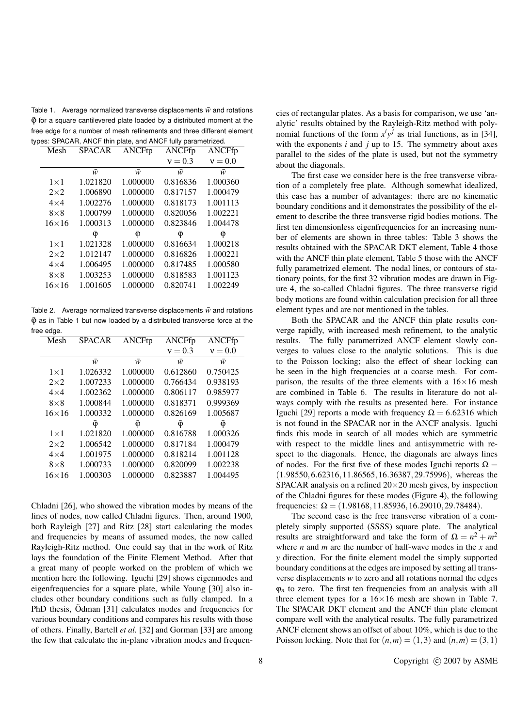Table 1. Average normalized transverse displacements $\bar{w}$ and rotations $\bar{\varphi}$ for a square cantilevered plate loaded by a distributed moment at the free edge for a number of mesh refinements and three different element types: SPACAR, ANCF thin plate, and ANCF fully parametrized.

| Mesh | SPACAR | ANCFtp | ANCFfp $\nu = 0.3$ | ANCFfp $\nu = 0.0$ |
|---|---|---|---|---|
| | $\bar{w}$ | $\bar{w}$ | $\bar{w}$ | $\bar{w}$ |
| 1×1 | 1.021820 | 1.000000 | 0.816836 | 1.000360 |
| 2×2 | 1.006890 | 1.000000 | 0.817157 | 1.000479 |
| 4×4 | 1.002276 | 1.000000 | 0.818173 | 1.001113 |
| 8×8 | 1.000799 | 1.000000 | 0.820056 | 1.002221 |
| 16×16 | 1.000313 | 1.000000 | 0.823846 | 1.004478 |
| | $\bar{\varphi}$ | $\bar{\varphi}$ | $\bar{\varphi}$ | $\bar{\varphi}$ |
| 1×1 | 1.021328 | 1.000000 | 0.816634 | 1.000218 |
| 2×2 | 1.012147 | 1.000000 | 0.816826 | 1.000221 |
| 4×4 | 1.006495 | 1.000000 | 0.817485 | 1.000580 |
| 8×8 | 1.003253 | 1.000000 | 0.818583 | 1.001123 |
| 16×16 | 1.001605 | 1.000000 | 0.820741 | 1.002249 |

Table 2. Average normalized transverse displacements $\bar{w}$ and rotations $\bar{\varphi}$ as in Table 1 but now loaded by a distributed transverse force at the free edge.

| Mesh | SPACAR | ANCFtp | ANCFfp $\nu = 0.3$ | ANCFfp $\nu = 0.0$ |
|---|---|---|---|---|
| | $\bar{w}$ | $\bar{w}$ | $\bar{w}$ | $\bar{w}$ |
| 1×1 | 1.026332 | 1.000000 | 0.612860 | 0.750425 |
| 2×2 | 1.007233 | 1.000000 | 0.766434 | 0.938193 |
| 4×4 | 1.002362 | 1.000000 | 0.806117 | 0.985977 |
| 8×8 | 1.000844 | 1.000000 | 0.818371 | 0.999369 |
| 16×16 | 1.000332 | 1.000000 | 0.826169 | 1.005687 |
| | $\bar{\varphi}$ | $\bar{\varphi}$ | $\bar{\varphi}$ | $\bar{\varphi}$ |
| 1×1 | 1.021820 | 1.000000 | 0.816788 | 1.000326 |
| 2×2 | 1.006542 | 1.000000 | 0.817184 | 1.000479 |
| 4×4 | 1.001975 | 1.000000 | 0.818214 | 1.001128 |
| 8×8 | 1.000733 | 1.000000 | 0.820099 | 1.002238 |
| 16×16 | 1.000303 | 1.000000 | 0.823887 | 1.004495 |

Chladni [26], who showed the vibration modes by means of the lines of nodes, now called Chladni figures. Then, around 1900, both Rayleigh [27] and Ritz [28] start calculating the modes and frequencies by means of assumed modes, the now called Rayleigh-Ritz method. One could say that in the work of Ritz lays the foundation of the Finite Element Method. After that a great many of people worked on the problem of which we mention here the following. Iguchi [29] shows eigenmodes and eigenfrequencies for a square plate, while Young [30] also includes other boundary conditions such as fully clamped. In a PhD thesis, Ödman [31] calculates modes and frequencies for various boundary conditions and compares his results with those of others. Finally, Bartell *et al.* [32] and Gorman [33] are among the few that calculate the in-plane vibration modes and frequencies of rectangular plates. As a basis for comparison, we use 'analytic' results obtained by the Rayleigh-Ritz method with polynomial functions of the form $x^i y^j$ as trial functions, as in [34], with the exponents $i$ and $j$ up to 15. The symmetry about axes parallel to the sides of the plate is used, but not the symmetry about the diagonals.

The first case we consider here is the free transverse vibration of a completely free plate. Although somewhat idealized, this case has a number of advantages: there are no kinematic boundary conditions and it demonstrates the possibility of the element to describe the three transverse rigid bodies motions. The first ten dimensionless eigenfrequencies for an increasing number of elements are shown in three tables: Table 3 shows the results obtained with the SPACAR DKT element, Table 4 those with the ANCF thin plate element, Table 5 those with the ANCF fully parametrized element. The nodal lines, or contours of stationary points, for the first 32 vibration modes are drawn in Figure 4, the so-called Chladni figures. The three transverse rigid body motions are found within calculation precision for all three element types and are not mentioned in the tables.

Both the SPACAR and the ANCF thin plate results converge rapidly, with increased mesh refinement, to the analytic results. The fully parametrized ANCF element slowly converges to values close to the analytic solutions. This is due to the Poisson locking; also the effect of shear locking can be seen in the high frequencies at a coarse mesh. For comparison, the results of the three elements with a 16×16 mesh are combined in Table 6. The results in literature do not always comply with the results as presented here. For instance Iguchi [29] reports a mode with frequency $\Omega = 6.62316$ which is not found in the SPACAR nor in the ANCF analysis. Iguchi finds this mode in search of all modes which are symmetric with respect to the middle lines and antisymmetric with respect to the diagonals. Hence, the diagonals are always lines of nodes. For the first five of these modes Iguchi reports $\Omega = (1.98550, 6.62316, 11.86565, 16.36387, 29.75996)$, whereas the SPACAR analysis on a refined 20×20 mesh gives, by inspection of the Chladni figures for these modes (Figure 4), the following frequencies: $\Omega = (1.98168, 11.85936, 16.29010, 29.78484)$.

The second case is the free transverse vibration of a completely simply supported (SSSS) square plate. The analytical results are straightforward and take the form of $\Omega = n^2 + m^2$ where $n$ and $m$ are the number of half-wave modes in the $x$ and $y$ direction. For the finite element model the simply supported boundary conditions at the edges are imposed by setting all transverse displacements $w$ to zero and all rotations normal the edges $\varphi_n$ to zero. The first ten frequencies from an analysis with all three element types for a 16×16 mesh are shown in Table 7. The SPACAR DKT element and the ANCF thin plate element compare well with the analytical result. The fully parametrized ANCF element shows an offset of about 10%, which is due to the Poisson locking. Note that for $(n,m) = (1,3)$ and $(n,m) = (3,1)$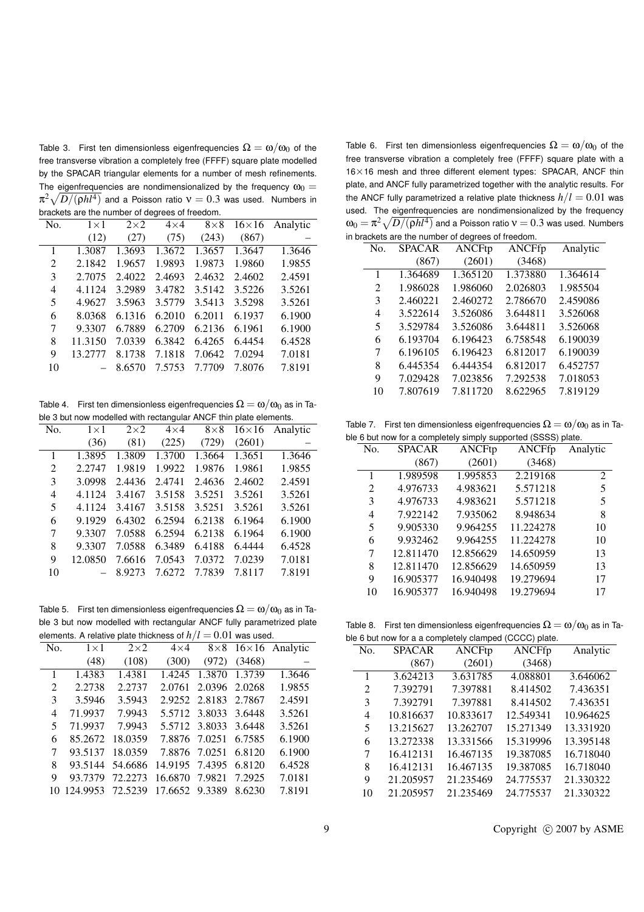Table 3. First ten dimensionless eigenfrequencies $\Omega = \omega/\omega_0$ of the free transverse vibration a completely free (FFFF) square plate modelled by the SPACAR triangular elements for a number of mesh refinements. The eigenfrequencies are nondimensionalized by the frequency $\omega_0 = \pi^2\sqrt{D/(\rho h l^4)}$ and a Poisson ratio $\nu = 0.3$ was used. Numbers in brackets are the number of degrees of freedom.

| No. | 1×1 | 2×2 | 4×4 | 8×8 | 16×16 | Analytic |
|---|---|---|---|---|---|---|
| | (12) | (27) | (75) | (243) | (867) | – |
| 1 | 1.3087 | 1.3693 | 1.3672 | 1.3657 | 1.3647 | 1.3646 |
| 2 | 2.1842 | 1.9657 | 1.9893 | 1.9873 | 1.9860 | 1.9855 |
| 3 | 2.7075 | 2.4022 | 2.4693 | 2.4632 | 2.4602 | 2.4591 |
| 4 | 4.1124 | 3.2989 | 3.4782 | 3.5142 | 3.5226 | 3.5261 |
| 5 | 4.9627 | 3.5963 | 3.5779 | 3.5413 | 3.5298 | 3.5261 |
| 6 | 8.0368 | 6.1316 | 6.2010 | 6.2011 | 6.1937 | 6.1900 |
| 7 | 9.3307 | 6.7889 | 6.2709 | 6.2136 | 6.1961 | 6.1900 |
| 8 | 11.3150 | 7.0339 | 6.3842 | 6.4265 | 6.4454 | 6.4528 |
| 9 | 13.2777 | 8.1738 | 7.1818 | 7.0642 | 7.0294 | 7.0181 |
| 10 | – | 8.6570 | 7.5753 | 7.7709 | 7.8076 | 7.8191 |

Table 4. First ten dimensionless eigenfrequencies $\Omega = \omega/\omega_0$ as in Table 3 but now modelled with rectangular ANCF thin plate elements.

| No. | 1×1 | 2×2 | 4×4 | 8×8 | 16×16 | Analytic |
|---|---|---|---|---|---|---|
| | (36) | (81) | (225) | (729) | (2601) | – |
| 1 | 1.3895 | 1.3809 | 1.3700 | 1.3664 | 1.3651 | 1.3646 |
| 2 | 2.2747 | 1.9819 | 1.9922 | 1.9876 | 1.9861 | 1.9855 |
| 3 | 3.0998 | 2.4436 | 2.4741 | 2.4636 | 2.4602 | 2.4591 |
| 4 | 4.1124 | 3.4167 | 3.5158 | 3.5251 | 3.5261 | 3.5261 |
| 5 | 4.1124 | 3.4167 | 3.5158 | 3.5251 | 3.5261 | 3.5261 |
| 6 | 9.1929 | 6.4302 | 6.2594 | 6.2138 | 6.1964 | 6.1900 |
| 7 | 9.3307 | 7.0588 | 6.2594 | 6.2138 | 6.1964 | 6.1900 |
| 8 | 9.3307 | 7.0588 | 6.3489 | 6.4188 | 6.4444 | 6.4528 |
| 9 | 12.0850 | 7.6616 | 7.0543 | 7.0372 | 7.0239 | 7.0181 |
| 10 | – | 8.9273 | 7.6272 | 7.7839 | 7.8117 | 7.8191 |

Table 5. First ten dimensionless eigenfrequencies $\Omega = \omega/\omega_0$ as in Table 3 but now modelled with rectangular ANCF fully parametrized plate elements. A relative plate thickness of $h/l = 0.01$ was used.

| No. | 1×1 | 2×2 | 4×4 | 8×8 | 16×16 | Analytic |
|---|---|---|---|---|---|---|
| | (48) | (108) | (300) | (972) | (3468) | – |
| 1 | 1.4383 | 1.4381 | 1.4245 | 1.3870 | 1.3739 | 1.3646 |
| 2 | 2.2738 | 2.2737 | 2.0761 | 2.0396 | 2.0268 | 1.9855 |
| 3 | 3.5946 | 3.5943 | 2.9252 | 2.8183 | 2.7867 | 2.4591 |
| 4 | 71.9937 | 7.9943 | 5.5712 | 3.8033 | 3.6448 | 3.5261 |
| 5 | 71.9937 | 7.9943 | 5.5712 | 3.8033 | 3.6448 | 3.5261 |
| 6 | 85.2672 | 18.0359 | 7.8876 | 7.0251 | 6.7585 | 6.1900 |
| 7 | 93.5137 | 18.0359 | 7.8876 | 7.0251 | 6.8120 | 6.1900 |
| 8 | 93.5144 | 54.6686 | 14.9195 | 7.4395 | 6.8120 | 6.4528 |
| 9 | 93.7379 | 72.2273 | 16.6870 | 7.9821 | 7.2925 | 7.0181 |
| 10 | 124.9953 | 72.5239 | 17.6652 | 9.3389 | 8.6230 | 7.8191 |

Table 6. First ten dimensionless eigenfrequencies $\Omega = \omega/\omega_0$ of the free transverse vibration a completely free (FFFF) square plate with a 16×16 mesh and three different element types: SPACAR, ANCF thin plate, and ANCF fully parametrized together with the analytic results. For the ANCF fully parametrized a relative plate thickness $h/l = 0.01$ was used. The eigenfrequencies are nondimensionalized by the frequency $\omega_0 = \pi^2\sqrt{D/(\rho h l^4)}$ and a Poisson ratio $\nu = 0.3$ was used. Numbers in brackets are the number of degrees of freedom.

| No. | SPACAR | ANCFtp | ANCFfp | Analytic |
|---|---|---|---|---|
| | (867) | (2601) | (3468) | |
| 1 | 1.364689 | 1.365120 | 1.373880 | 1.364614 |
| 2 | 1.986028 | 1.986060 | 2.026803 | 1.985504 |
| 3 | 2.460221 | 2.460272 | 2.786670 | 2.459086 |
| 4 | 3.522614 | 3.526086 | 3.644811 | 3.526068 |
| 5 | 3.529784 | 3.526086 | 3.644811 | 3.526068 |
| 6 | 6.193704 | 6.196423 | 6.758548 | 6.190039 |
| 7 | 6.196105 | 6.196423 | 6.812017 | 6.190039 |
| 8 | 6.445354 | 6.444354 | 6.812017 | 6.452757 |
| 9 | 7.029428 | 7.023856 | 7.292538 | 7.018053 |
| 10 | 7.807619 | 7.811720 | 8.622965 | 7.819129 |

Table 7. First ten dimensionless eigenfrequencies $\Omega = \omega/\omega_0$ as in Table 6 but now for a completely simply supported (SSSS) plate.

| No. | SPACAR | ANCFtp | ANCFfp | Analytic |
|---|---|---|---|---|
| | (867) | (2601) | (3468) | |
| 1 | 1.989598 | 1.995853 | 2.219168 | 2 |
| 2 | 4.976733 | 4.983621 | 5.571218 | 5 |
| 3 | 4.976733 | 4.983621 | 5.571218 | 5 |
| 4 | 7.922142 | 7.935062 | 8.948634 | 8 |
| 5 | 9.905330 | 9.964255 | 11.224278 | 10 |
| 6 | 9.932462 | 9.964255 | 11.224278 | 10 |
| 7 | 12.811470 | 12.856629 | 14.650959 | 13 |
| 8 | 12.811470 | 12.856629 | 14.650959 | 13 |
| 9 | 16.905377 | 16.940498 | 19.279694 | 17 |
| 10 | 16.905377 | 16.940498 | 19.279694 | 17 |

Table 8. First ten dimensionless eigenfrequencies $\Omega = \omega/\omega_0$ as in Table 6 but now for a a completely clamped (CCCC) plate.

| No. | SPACAR | ANCFtp | ANCFfp | Analytic |
|---|---|---|---|---|
| | (867) | (2601) | (3468) | |
| 1 | 3.624213 | 3.631785 | 4.088801 | 3.646062 |
| 2 | 7.392791 | 7.397881 | 8.414502 | 7.436351 |
| 3 | 7.392791 | 7.397881 | 8.414502 | 7.436351 |
| 4 | 10.816637 | 10.833617 | 12.549341 | 10.964625 |
| 5 | 13.215627 | 13.262707 | 15.271349 | 13.331920 |
| 6 | 13.272338 | 13.331566 | 15.319996 | 13.395148 |
| 7 | 16.412131 | 16.467135 | 19.387085 | 16.718040 |
| 8 | 16.412131 | 16.467135 | 19.387085 | 16.718040 |
| 9 | 21.205957 | 21.235469 | 24.775537 | 21.330322 |
| 10 | 21.205957 | 21.235469 | 24.775537 | 21.330322 |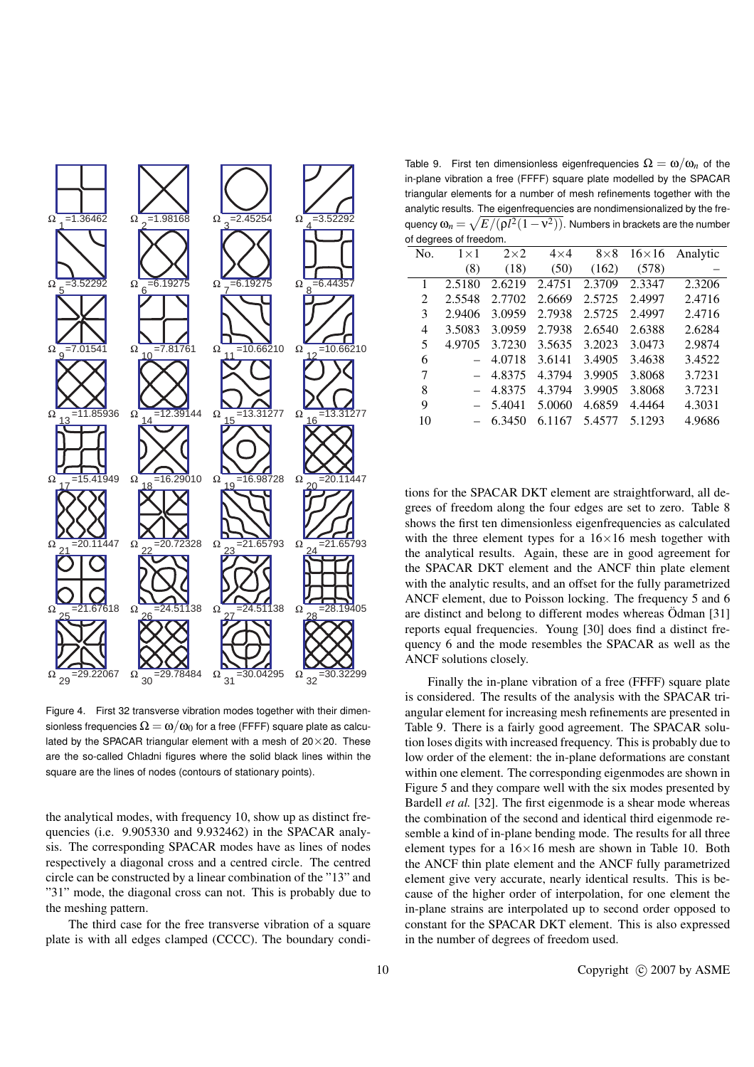Figure 4. First 32 transverse vibration modes together with their dimensionless frequencies $\Omega = \omega/\omega_0$ for a free (FFFF) square plate as calculated by the SPACAR triangular element with a mesh of 20×20. These are the so-called Chladni figures where the solid black lines within the square are the lines of nodes (contours of stationary points).

the analytical modes, with frequency 10, show up as distinct frequencies (i.e. 9.905330 and 9.932462) in the SPACAR analysis. The corresponding SPACAR modes have as lines of nodes respectively a diagonal cross and a centred circle. The centred circle can be constructed by a linear combination of the "13" and "31" mode, the diagonal cross can not. This is probably due to the meshing pattern.

The third case for the free transverse vibration of a square plate is with all edges clamped (CCCC). The boundary conditions for the SPACAR DKT element are straightforward, all degrees of freedom along the four edges are set to zero. Table 8 shows the first ten dimensionless eigenfrequencies as calculated with the three element types for a 16×16 mesh together with the analytical results. Again, these are in good agreement for the SPACAR DKT element and the ANCF thin plate element with the analytic results, and an offset for the fully parametrized ANCF element, due to Poisson locking. The frequency 5 and 6 are distinct and belong to different modes whereas Ödman [31] reports equal frequencies. Young [30] does find a distinct frequency 6 and the mode resembles the SPACAR as well as the ANCF solutions closely.

Table 9. First ten dimensionless eigenfrequencies $\Omega = \omega/\omega_n$ of the in-plane vibration a free (FFFF) square plate modelled by the SPACAR triangular elements for a number of mesh refinements together with the analytic results. The eigenfrequencies are nondimensionalized by the frequency $\omega_n = \sqrt{E/(\rho l^2(1-\nu^2))}$. Numbers in brackets are the number of degrees of freedom.

| No. | 1×1 | 2×2 | 4×4 | 8×8 | 16×16 | Analytic |
|---|---|---|---|---|---|---|
| | (8) | (18) | (50) | (162) | (578) | – |
| 1 | 2.5180 | 2.6219 | 2.4751 | 2.3709 | 2.3347 | 2.3206 |
| 2 | 2.5548 | 2.7702 | 2.6669 | 2.5725 | 2.4997 | 2.4716 |
| 3 | 2.9406 | 3.0959 | 2.7938 | 2.5725 | 2.4997 | 2.4716 |
| 4 | 3.5083 | 3.0959 | 2.7938 | 2.6540 | 2.6388 | 2.6284 |
| 5 | 4.9705 | 3.7230 | 3.5635 | 3.2023 | 3.0473 | 2.9874 |
| 6 | – | 4.0718 | 3.6141 | 3.4905 | 3.4638 | 3.4522 |
| 7 | – | 4.8375 | 4.3794 | 3.9905 | 3.8068 | 3.7231 |
| 8 | – | 4.8375 | 4.3794 | 3.9905 | 3.8068 | 3.7231 |
| 9 | – | 5.4041 | 5.0060 | 4.6859 | 4.4464 | 4.3031 |
| 10 | – | 6.3450 | 6.1167 | 5.4577 | 5.1293 | 4.9686 |

Finally the in-plane vibration of a free (FFFF) square plate is considered. The results of the analysis with the SPACAR triangular element for increasing mesh refinements are presented in Table 9. There is a fairly good agreement. The SPACAR solution loses digits with increased frequency. This is probably due to low order of the element: the in-plane deformations are constant within one element. The corresponding eigenmodes are shown in Figure 5 and they compare well with the six modes presented by Bardell *et al.* [32]. The first eigenmode is a shear mode whereas the combination of the second and identical third eigenmode resemble a kind of in-plane bending mode. The results for all three element types for a 16×16 mesh are shown in Table 10. Both the ANCF thin plate element and the ANCF fully parametrized element give very accurate, nearly identical results. This is because of the higher order of interpolation, for one element the in-plane strains are interpolated up to second order opposed to constant for the SPACAR DKT element. This is also expressed in the number of degrees of freedom used.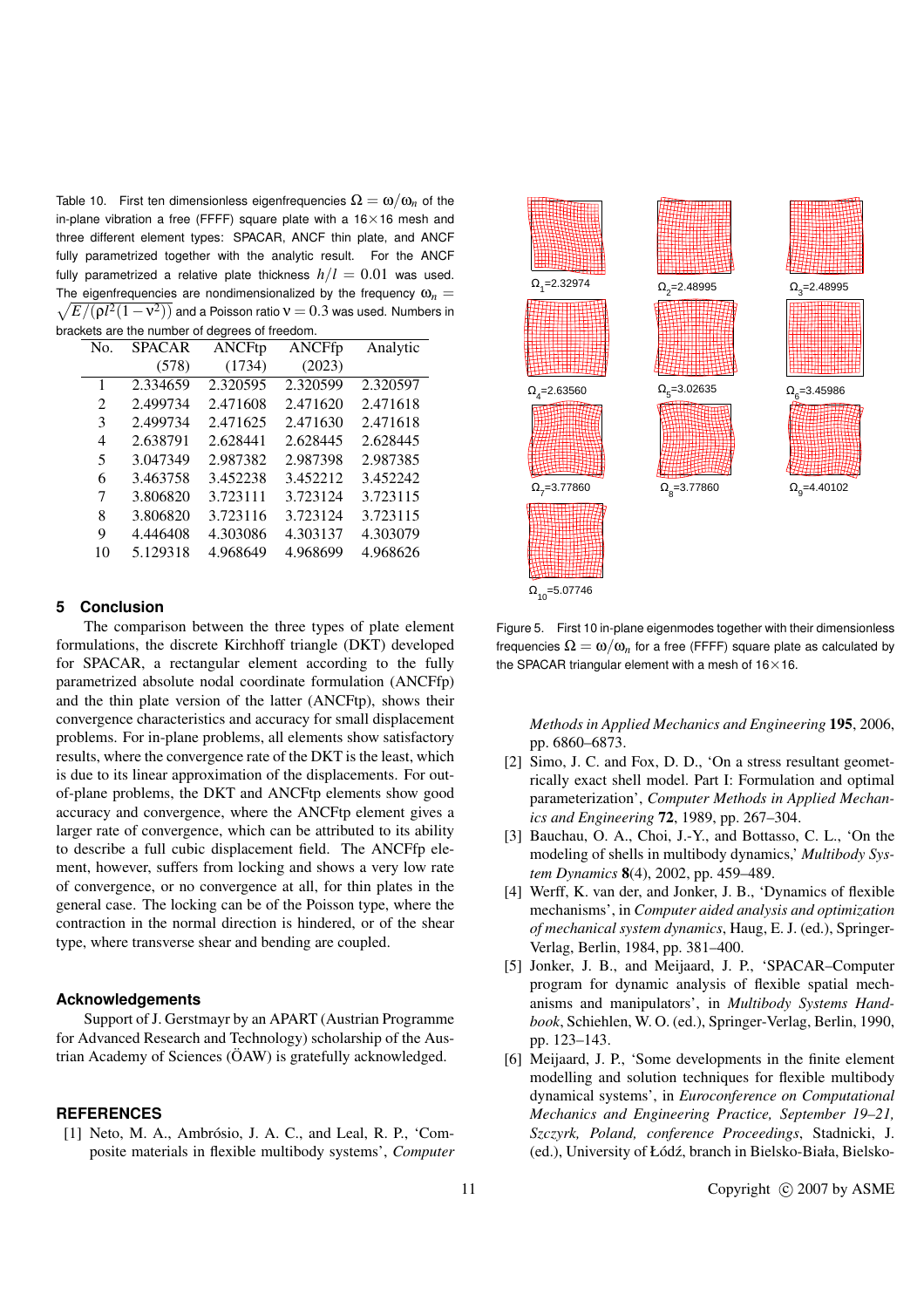Table 10. First ten dimensionless eigenfrequencies $\Omega = \omega/\omega_n$ of the in-plane vibration a free (FFFF) square plate with a $16\times16$ mesh and three different element types: SPACAR, ANCF thin plate, and ANCF fully parametrized together with the analytic result. For the ANCF fully parametrized a relative plate thickness $h/l = 0.01$ was used. The eigenfrequencies are nondimensionalized by the frequency $\omega_n = \sqrt{E/(\rho l^2(1-\nu^2))}$ and a Poisson ratio $\nu = 0.3$ was used. Numbers in brackets are the number of degrees of freedom.

| No. | SPACAR (578) | ANCFtp (1734) | ANCFfp (2023) | Analytic |
|---|---|---|---|---|
| 1 | 2.334659 | 2.320595 | 2.320599 | 2.320597 |
| 2 | 2.499734 | 2.471608 | 2.471620 | 2.471618 |
| 3 | 2.499734 | 2.471625 | 2.471630 | 2.471618 |
| 4 | 2.638791 | 2.628441 | 2.628445 | 2.628445 |
| 5 | 3.047349 | 2.987382 | 2.987398 | 2.987385 |
| 6 | 3.463758 | 3.452238 | 3.452212 | 3.452242 |
| 7 | 3.806820 | 3.723111 | 3.723124 | 3.723115 |
| 8 | 3.806820 | 3.723116 | 3.723124 | 3.723115 |
| 9 | 4.446408 | 4.303086 | 4.303137 | 4.303079 |
| 10 | 5.129318 | 4.968649 | 4.968699 | 4.968626 |

$\Omega_1$=2.32974 $\Omega_2$=2.48995 $\Omega_3$=2.48995 $\Omega_4$=2.63560 $\Omega_5$=3.02635 $\Omega_6$=3.45986 $\Omega_7$=3.77860 $\Omega_8$=3.77860 $\Omega_9$=4.40102 $\Omega_{10}$=5.07746

Figure 5. First 10 in-plane eigenmodes together with their dimensionless frequencies $\Omega = \omega/\omega_n$ for a free (FFFF) square plate as calculated by the SPACAR triangular element with a mesh of $16\times16$.

## 5 Conclusion

The comparison between the three types of plate element formulations, the discrete Kirchhoff triangle (DKT) developed for SPACAR, a rectangular element according to the fully parametrized absolute nodal coordinate formulation (ANCFfp) and the thin plate version of the latter (ANCFtp), shows their convergence characteristics and accuracy for small displacement problems. For in-plane problems, all elements show satisfactory results, where the convergence rate of the DKT is the least, which is due to its linear approximation of the displacements. For out-of-plane problems, the DKT and ANCFtp elements show good accuracy and convergence, where the ANCFtp element gives a larger rate of convergence, which can be attributed to its ability to describe a full cubic displacement field. The ANCFfp element, however, suffers from locking and shows a very low rate of convergence, or no convergence at all, for thin plates in the general case. The locking can be of the Poisson type, where the contraction in the normal direction is hindered, or of the shear type, where transverse shear and bending are coupled.

## Acknowledgements

Support of J. Gerstmayr by an APART (Austrian Programme for Advanced Research and Technology) scholarship of the Austrian Academy of Sciences (ÖAW) is gratefully acknowledged.

## REFERENCES

[1] Neto, M. A., Ambrósio, J. A. C., and Leal, R. P., 'Composite materials in flexible multibody systems', *Computer Methods in Applied Mechanics and Engineering* **195**, 2006, pp. 6860–6873.

[2] Simo, J. C. and Fox, D. D., 'On a stress resultant geometrically exact shell model. Part I: Formulation and optimal parameterization', *Computer Methods in Applied Mechanics and Engineering* **72**, 1989, pp. 267–304.

[3] Bauchau, O. A., Choi, J.-Y., and Bottasso, C. L., 'On the modeling of shells in multibody dynamics,' *Multibody System Dynamics* **8**(4), 2002, pp. 459–489.

[4] Werff, K. van der, and Jonker, J. B., 'Dynamics of flexible mechanisms', in *Computer aided analysis and optimization of mechanical system dynamics*, Haug, E. J. (ed.), Springer-Verlag, Berlin, 1984, pp. 381–400.

[5] Jonker, J. B., and Meijaard, J. P., 'SPACAR–Computer program for dynamic analysis of flexible spatial mechanisms and manipulators', in *Multibody Systems Handbook*, Schiehlen, W. O. (ed.), Springer-Verlag, Berlin, 1990, pp. 123–143.

[6] Meijaard, J. P., 'Some developments in the finite element modelling and solution techniques for flexible multibody dynamical systems', in *Euroconference on Computational Mechanics and Engineering Practice, September 19–21, Szczyrk, Poland, conference Proceedings*, Stadnicki, J. (ed.), University of Łódź, branch in Bielsko-Biała, Bielsko-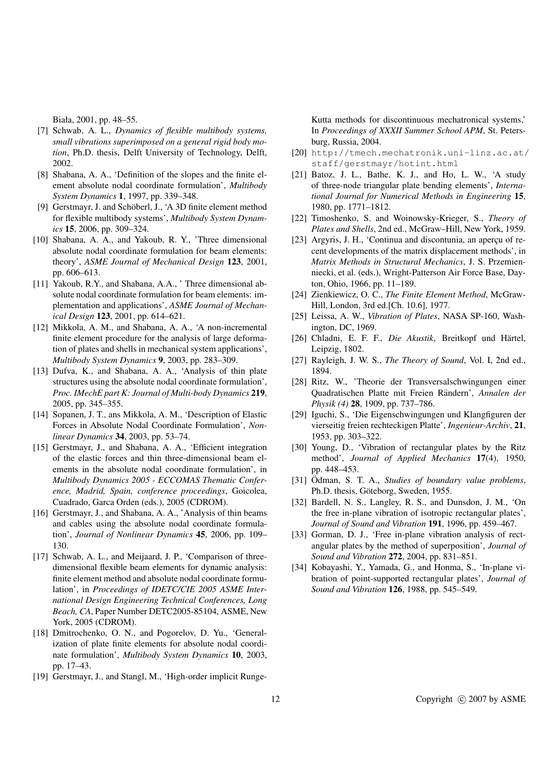Biała, 2001, pp. 48–55.

[7] Schwab, A. L., *Dynamics of flexible multibody systems, small vibrations superimposed on a general rigid body motion*, Ph.D. thesis, Delft University of Technology, Delft, 2002.

[8] Shabana, A. A., 'Definition of the slopes and the finite element absolute nodal coordinate formulation', *Multibody System Dynamics* **1**, 1997, pp. 339–348.

[9] Gerstmayr, J. and Schöberl, J., 'A 3D finite element method for flexible multibody systems', *Multibody System Dynamics* **15**, 2006, pp. 309–324.

[10] Shabana, A. A., and Yakoub, R. Y., 'Three dimensional absolute nodal coordinate formulation for beam elements: theory', *ASME Journal of Mechanical Design* **123**, 2001, pp. 606–613.

[11] Yakoub, R.Y., and Shabana, A.A., ' Three dimensional absolute nodal coordinate formulation for beam elements: implementation and applications', *ASME Journal of Mechanical Design* **123**, 2001, pp. 614–621.

[12] Mikkola, A. M., and Shabana, A. A., 'A non-incremental finite element procedure for the analysis of large deformation of plates and shells in mechanical system applications', *Multibody System Dynamics* **9**, 2003, pp. 283–309.

[13] Dufva, K., and Shabana, A. A., 'Analysis of thin plate structures using the absolute nodal coordinate formulation', *Proc. IMechE part K: Journal of Multi-body Dynamics* **219**, 2005, pp. 345–355.

[14] Sopanen, J. T., ans Mikkola, A. M., 'Description of Elastic Forces in Absolute Nodal Coordinate Formulation', *Nonlinear Dynamics* **34**, 2003, pp. 53–74.

[15] Gerstmayr, J., and Shabana, A. A., 'Efficient integration of the elastic forces and thin three-dimensional beam elements in the absolute nodal coordinate formulation', in *Multibody Dynamics 2005 - ECCOMAS Thematic Conference, Madrid, Spain, conference proceedings*, Goicolea, Cuadrado, Garca Orden (eds.), 2005 (CDROM).

[16] Gerstmayr, J., and Shabana, A. A., 'Analysis of thin beams and cables using the absolute nodal coordinate formulation', *Journal of Nonlinear Dynamics* **45**, 2006, pp. 109–130.

[17] Schwab, A. L., and Meijaard, J. P., 'Comparison of three-dimensional flexible beam elements for dynamic analysis: finite element method and absolute nodal coordinate formulation', in *Proceedings of IDETC/CIE 2005 ASME International Design Engineering Technical Conferences, Long Beach, CA*, Paper Number DETC2005-85104, ASME, New York, 2005 (CDROM).

[18] Dmitrochenko, O. N., and Pogorelov, D. Yu., 'Generalization of plate finite elements for absolute nodal coordinate formulation', *Multibody System Dynamics* **10**, 2003, pp. 17–43.

[19] Gerstmayr, J., and Stangl, M., 'High-order implicit Runge-Kutta methods for discontinuous mechatronical systems,' In *Proceedings of XXXII Summer School APM*, St. Petersburg, Russia, 2004.

[20] http://tmech.mechatronik.uni-linz.ac.at/staff/gerstmayr/hotint.html

[21] Batoz, J. L., Bathe, K. J., and Ho, L. W., 'A study of three-node triangular plate bending elements', *International Journal for Numerical Methods in Engineering* **15**, 1980, pp. 1771–1812.

[22] Timoshenko, S. and Woinowsky-Krieger, S., *Theory of Plates and Shells*, 2nd ed., McGraw–Hill, New York, 1959.

[23] Argyris, J. H., 'Continua and discontunia, an aperçu of recent developments of the matrix displacement methods', in *Matrix Methods in Structural Mechanics*, J. S. Przemienniecki, et al. (eds.), Wright-Patterson Air Force Base, Dayton, Ohio, 1966, pp. 11–189.

[24] Zienkiewicz, O. C., *The Finite Element Method*, McGraw-Hill, London, 3rd ed.[Ch. 10.6], 1977.

[25] Leissa, A. W., *Vibration of Plates*, NASA SP-160, Washington, DC, 1969.

[26] Chladni, E. F. F., *Die Akustik*, Breitkopf und Härtel, Leipzig, 1802.

[27] Rayleigh, J. W. S., *The Theory of Sound*, Vol. I, 2nd ed., 1894.

[28] Ritz, W., 'Theorie der Transversalschwingungen einer Quadratischen Platte mit Freien Rändern', *Annalen der Physik (4)* **28**, 1909, pp. 737–786.

[29] Iguchi, S., 'Die Eigenschwingungen und Klangfiguren der vierseitig freien rechteckigen Platte', *Ingenieur-Archiv*, **21**, 1953, pp. 303–322.

[30] Young, D., 'Vibration of rectangular plates by the Ritz method', *Journal of Applied Mechanics* **17**(4), 1950, pp. 448–453.

[31] Ödman, S. T. A., *Studies of boundary value problems*, Ph.D. thesis, Göteborg, Sweden, 1955.

[32] Bardell, N. S., Langley, R. S., and Dunsdon, J. M., 'On the free in-plane vibration of isotropic rectangular plates', *Journal of Sound and Vibration* **191**, 1996, pp. 459–467.

[33] Gorman, D. J., 'Free in-plane vibration analysis of rectangular plates by the method of superposition', *Journal of Sound and Vibration* **272**, 2004, pp. 831–851.

[34] Kobayashi, Y., Yamada, G., and Honma, S., 'In-plane vibration of point-supported rectangular plates', *Journal of Sound and Vibration* **126**, 1988, pp. 545–549.